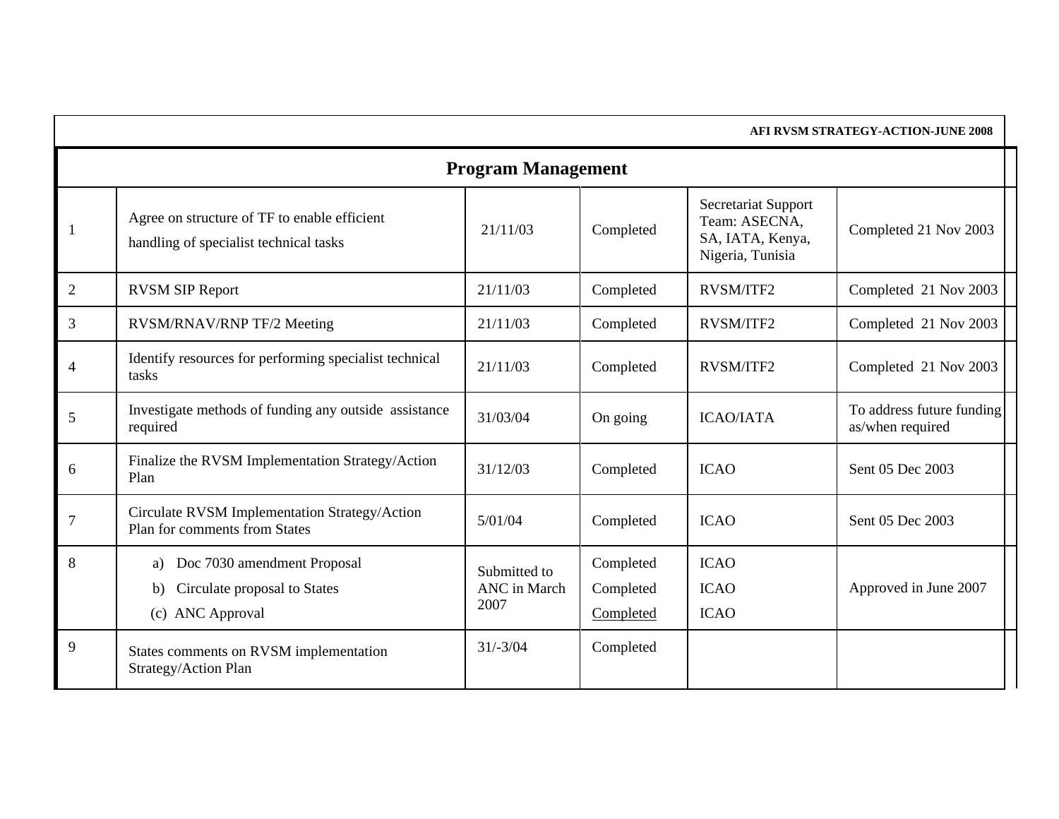**AFI RVSM STRATEGY-ACTION-JUNE 2008**

## Program Management

| | | | | | |
|---|---|---|---|---|---|
| 1 | Agree on structure of TF to enable efficient handling of specialist technical tasks | 21/11/03 | Completed | Secretariat Support Team: ASECNA, SA, IATA, Kenya, Nigeria, Tunisia | Completed 21 Nov 2003 |
| 2 | RVSM SIP Report | 21/11/03 | Completed | RVSM/ITF2 | Completed 21 Nov 2003 |
| 3 | RVSM/RNAV/RNP TF/2 Meeting | 21/11/03 | Completed | RVSM/ITF2 | Completed 21 Nov 2003 |
| 4 | Identify resources for performing specialist technical tasks | 21/11/03 | Completed | RVSM/ITF2 | Completed 21 Nov 2003 |
| 5 | Investigate methods of funding any outside assistance required | 31/03/04 | On going | ICAO/IATA | To address future funding as/when required |
| 6 | Finalize the RVSM Implementation Strategy/Action Plan | 31/12/03 | Completed | ICAO | Sent 05 Dec 2003 |
| 7 | Circulate RVSM Implementation Strategy/Action Plan for comments from States | 5/01/04 | Completed | ICAO | Sent 05 Dec 2003 |
| 8 | a) Doc 7030 amendment Proposal<br>b) Circulate proposal to States<br>(c) ANC Approval | Submitted to ANC in March 2007 | Completed<br>Completed<br>Completed | ICAO<br>ICAO<br>ICAO | Approved in June 2007 |
| 9 | States comments on RVSM implementation Strategy/Action Plan | 31/-3/04 | Completed | | |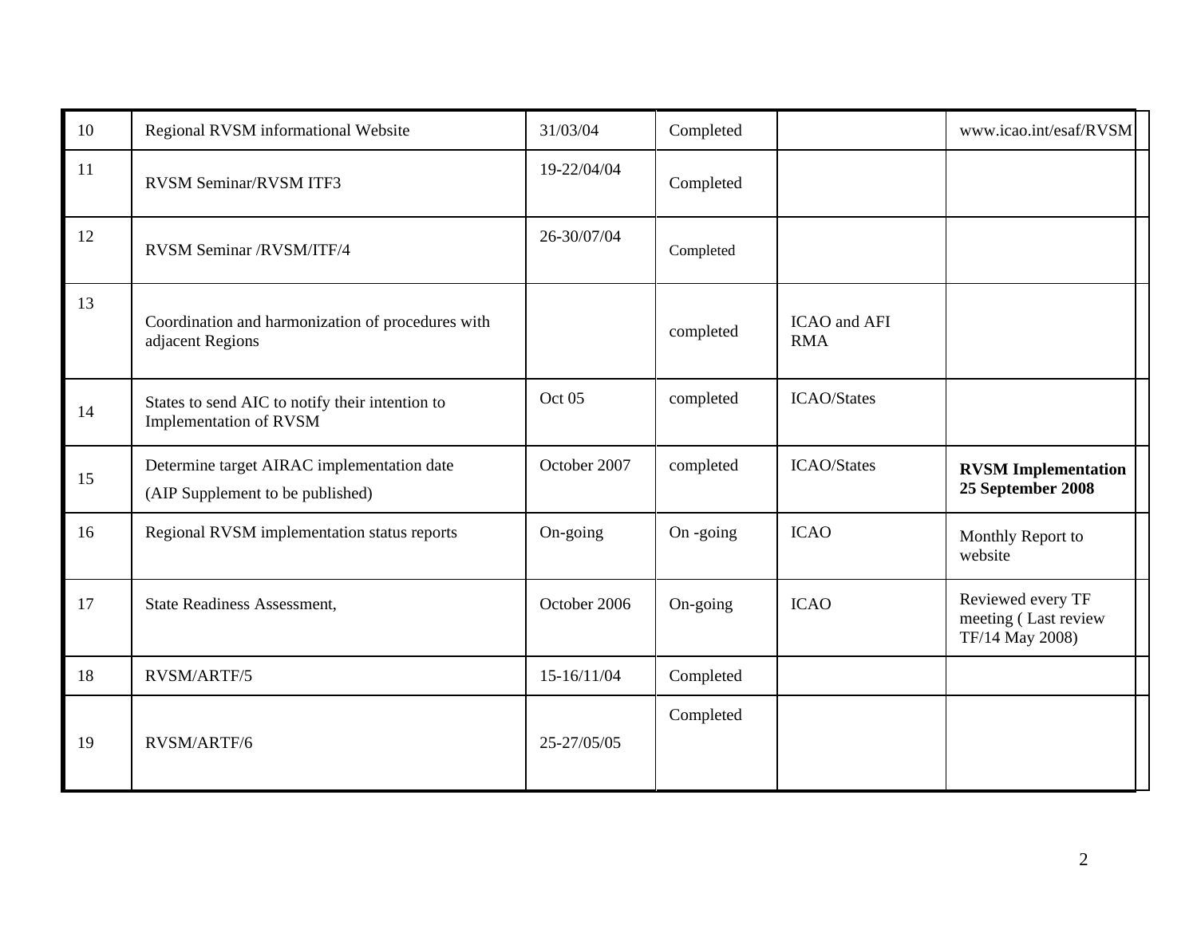| 10 | Regional RVSM informational Website | 31/03/04 | Completed | | www.icao.int/esaf/RVSM |
|---|---|---|---|---|---|
| 11 | RVSM Seminar/RVSM ITF3 | 19-22/04/04 | Completed | | |
| 12 | RVSM Seminar /RVSM/ITF/4 | 26-30/07/04 | Completed | | |
| 13 | Coordination and harmonization of procedures with adjacent Regions | | completed | ICAO and AFI RMA | |
| 14 | States to send AIC to notify their intention to Implementation of RVSM | Oct 05 | completed | ICAO/States | |
| 15 | Determine target AIRAC implementation date (AIP Supplement to be published) | October 2007 | completed | ICAO/States | **RVSM Implementation 25 September 2008** |
| 16 | Regional RVSM implementation status reports | On-going | On -going | ICAO | Monthly Report to website |
| 17 | State Readiness Assessment, | October 2006 | On-going | ICAO | Reviewed every TF meeting ( Last review TF/14 May 2008) |
| 18 | RVSM/ARTF/5 | 15-16/11/04 | Completed | | |
| 19 | RVSM/ARTF/6 | 25-27/05/05 | Completed | | |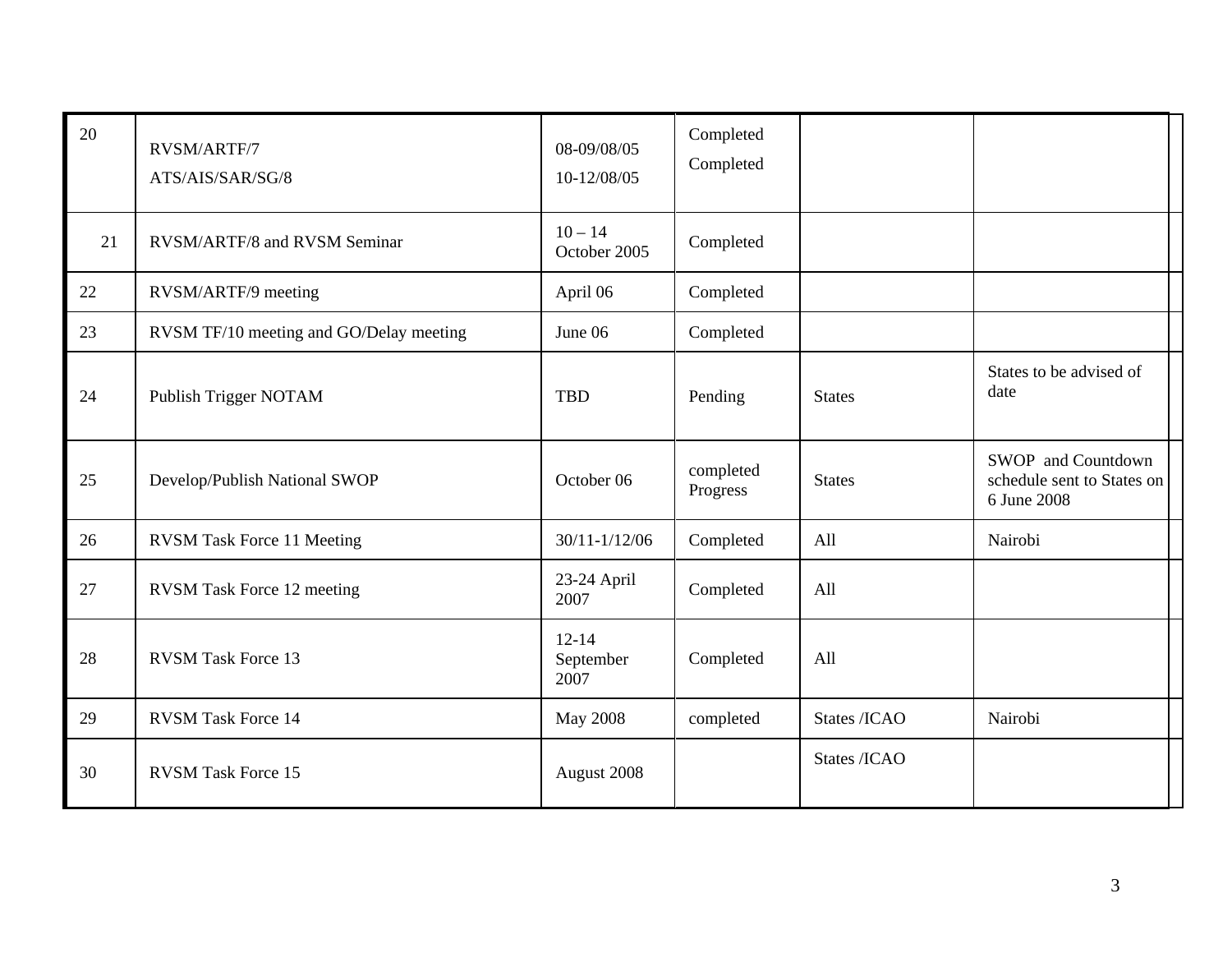| 20 | RVSM/ARTF/7<br>ATS/AIS/SAR/SG/8 | 08-09/08/05<br>10-12/08/05 | Completed<br>Completed | | |
|---|---|---|---|---|---|
| 21 | RVSM/ARTF/8 and RVSM Seminar | 10 – 14 October 2005 | Completed | | |
| 22 | RVSM/ARTF/9 meeting | April 06 | Completed | | |
| 23 | RVSM TF/10 meeting and GO/Delay meeting | June 06 | Completed | | |
| 24 | Publish Trigger NOTAM | TBD | Pending | States | States to be advised of date |
| 25 | Develop/Publish National SWOP | October 06 | completed Progress | States | SWOP and Countdown schedule sent to States on 6 June 2008 |
| 26 | RVSM Task Force 11 Meeting | 30/11-1/12/06 | Completed | All | Nairobi |
| 27 | RVSM Task Force 12 meeting | 23-24 April 2007 | Completed | All | |
| 28 | RVSM Task Force 13 | 12-14 September 2007 | Completed | All | |
| 29 | RVSM Task Force 14 | May 2008 | completed | States /ICAO | Nairobi |
| 30 | RVSM Task Force 15 | August 2008 | | States /ICAO | |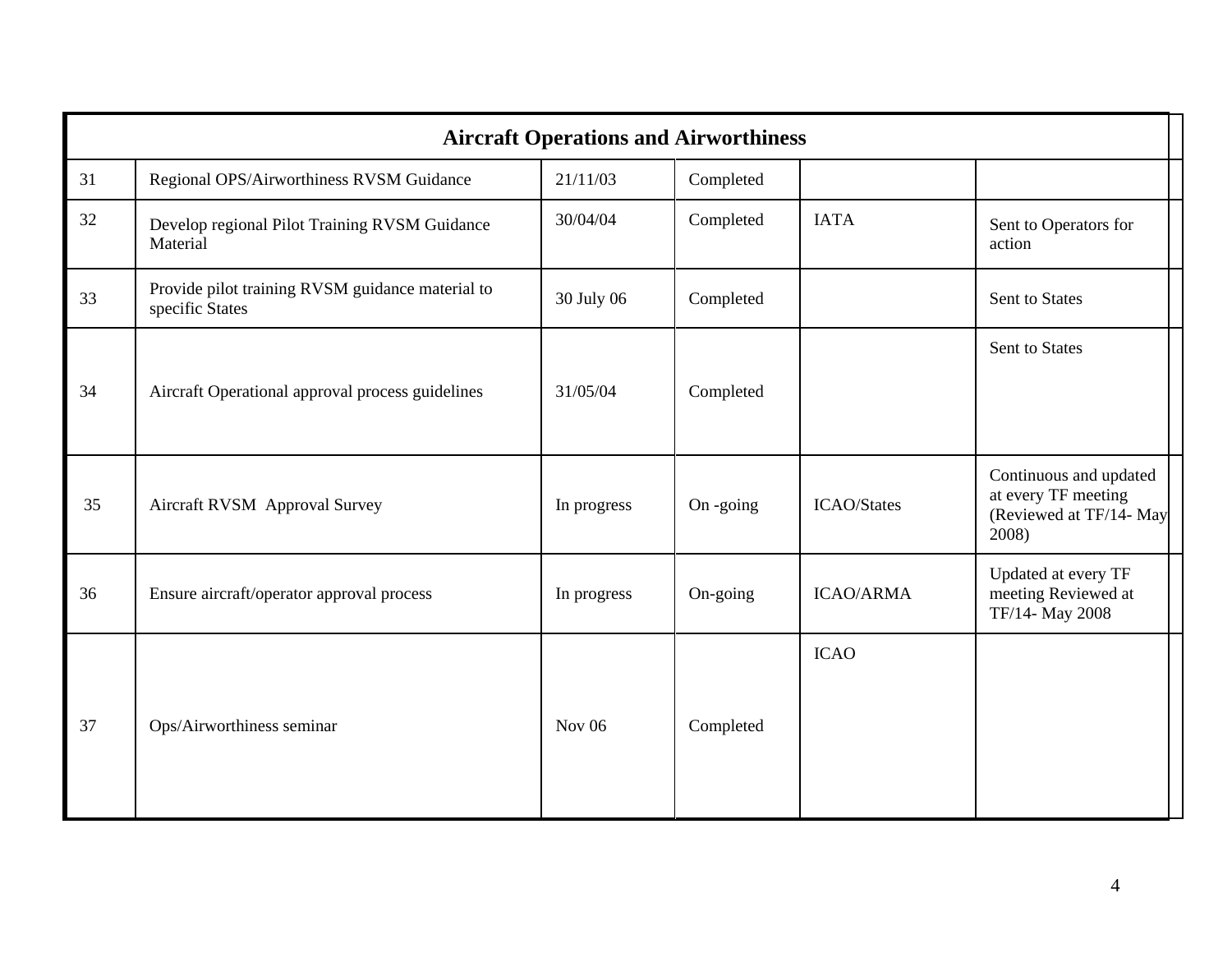| Aircraft Operations and Airworthiness | | | | | |
|---|---|---|---|---|---|
| 31 | Regional OPS/Airworthiness RVSM Guidance | 21/11/03 | Completed | | |
| 32 | Develop regional Pilot Training RVSM Guidance Material | 30/04/04 | Completed | IATA | Sent to Operators for action |
| 33 | Provide pilot training RVSM guidance material to specific States | 30 July 06 | Completed | | Sent to States |
| 34 | Aircraft Operational approval process guidelines | 31/05/04 | Completed | | Sent to States |
| 35 | Aircraft RVSM Approval Survey | In progress | On -going | ICAO/States | Continuous and updated at every TF meeting (Reviewed at TF/14- May 2008) |
| 36 | Ensure aircraft/operator approval process | In progress | On-going | ICAO/ARMA | Updated at every TF meeting Reviewed at TF/14- May 2008 |
| 37 | Ops/Airworthiness seminar | Nov 06 | Completed | ICAO | |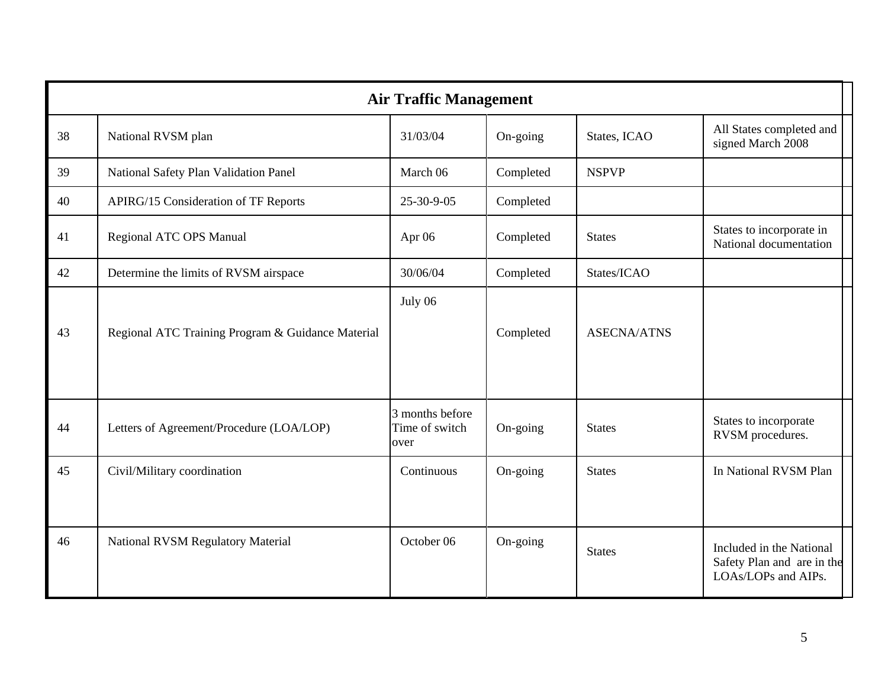| Air Traffic Management | | | | | |
|---|---|---|---|---|---|
| 38 | National RVSM plan | 31/03/04 | On-going | States, ICAO | All States completed and signed March 2008 |
| 39 | National Safety Plan Validation Panel | March 06 | Completed | NSPVP | |
| 40 | APIRG/15 Consideration of TF Reports | 25-30-9-05 | Completed | | |
| 41 | Regional ATC OPS Manual | Apr 06 | Completed | States | States to incorporate in National documentation |
| 42 | Determine the limits of RVSM airspace | 30/06/04 | Completed | States/ICAO | |
| 43 | Regional ATC Training Program & Guidance Material | July 06 | Completed | ASECNA/ATNS | |
| 44 | Letters of Agreement/Procedure (LOA/LOP) | 3 months before Time of switch over | On-going | States | States to incorporate RVSM procedures. |
| 45 | Civil/Military coordination | Continuous | On-going | States | In National RVSM Plan |
| 46 | National RVSM Regulatory Material | October 06 | On-going | States | Included in the National Safety Plan and are in the LOAs/LOPs and AIPs. |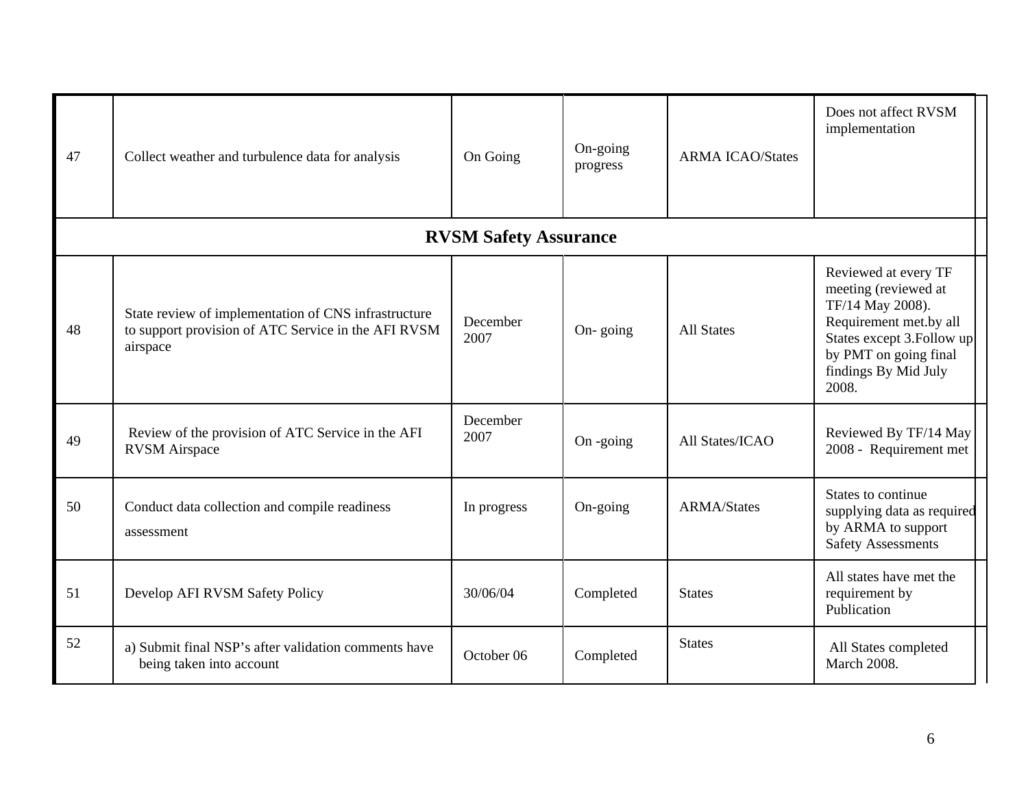| | | | | | |
|---|---|---|---|---|---|
| 47 | Collect weather and turbulence data for analysis | On Going | On-going progress | ARMA ICAO/States | Does not affect RVSM implementation |
| **RVSM Safety Assurance** | | | | | |
| 48 | State review of implementation of CNS infrastructure to support provision of ATC Service in the AFI RVSM airspace | December 2007 | On- going | All States | Reviewed at every TF meeting (reviewed at TF/14 May 2008). Requirement met.by all States except 3.Follow up by PMT on going final findings By Mid July 2008. |
| 49 | Review of the provision of ATC Service in the AFI RVSM Airspace | December 2007 | On -going | All States/ICAO | Reviewed By TF/14 May 2008 - Requirement met |
| 50 | Conduct data collection and compile readiness assessment | In progress | On-going | ARMA/States | States to continue supplying data as required by ARMA to support Safety Assessments |
| 51 | Develop AFI RVSM Safety Policy | 30/06/04 | Completed | States | All states have met the requirement by Publication |
| 52 | a) Submit final NSP's after validation comments have being taken into account | October 06 | Completed | States | All States completed March 2008. |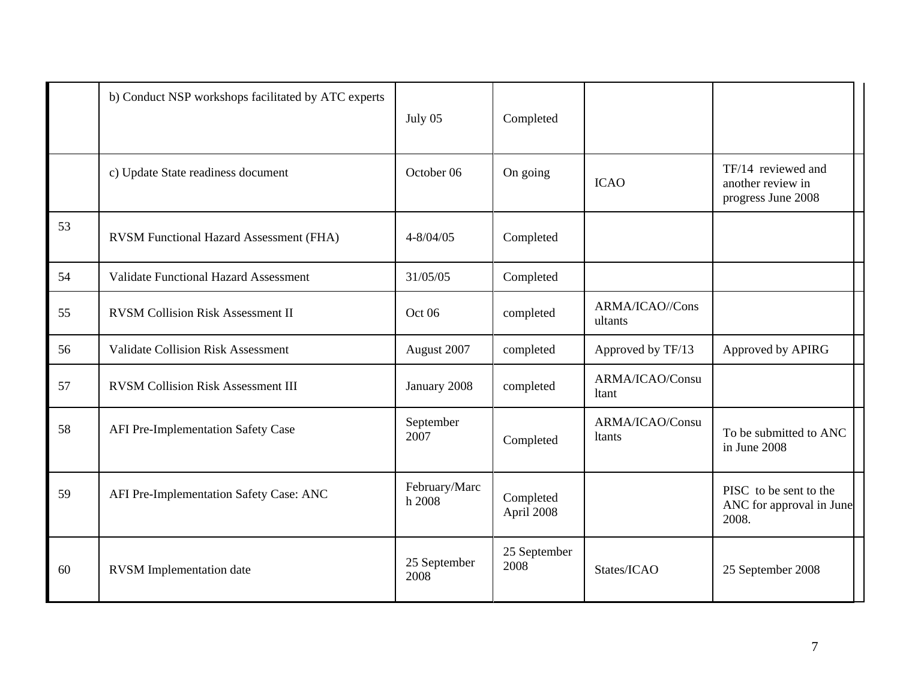| | | | | | |
|---|---|---|---|---|---|
| | b) Conduct NSP workshops facilitated by ATC experts | July 05 | Completed | | |
| | c) Update State readiness document | October 06 | On going | ICAO | TF/14 reviewed and another review in progress June 2008 |
| 53 | RVSM Functional Hazard Assessment (FHA) | 4-8/04/05 | Completed | | |
| 54 | Validate Functional Hazard Assessment | 31/05/05 | Completed | | |
| 55 | RVSM Collision Risk Assessment II | Oct 06 | completed | ARMA/ICAO//Consultants | |
| 56 | Validate Collision Risk Assessment | August 2007 | completed | Approved by TF/13 | Approved by APIRG |
| 57 | RVSM Collision Risk Assessment III | January 2008 | completed | ARMA/ICAO/Consultant | |
| 58 | AFI Pre-Implementation Safety Case | September 2007 | Completed | ARMA/ICAO/Consultants | To be submitted to ANC in June 2008 |
| 59 | AFI Pre-Implementation Safety Case: ANC | February/March 2008 | Completed April 2008 | | PISC to be sent to the ANC for approval in June 2008. |
| 60 | RVSM Implementation date | 25 September 2008 | 25 September 2008 | States/ICAO | 25 September 2008 |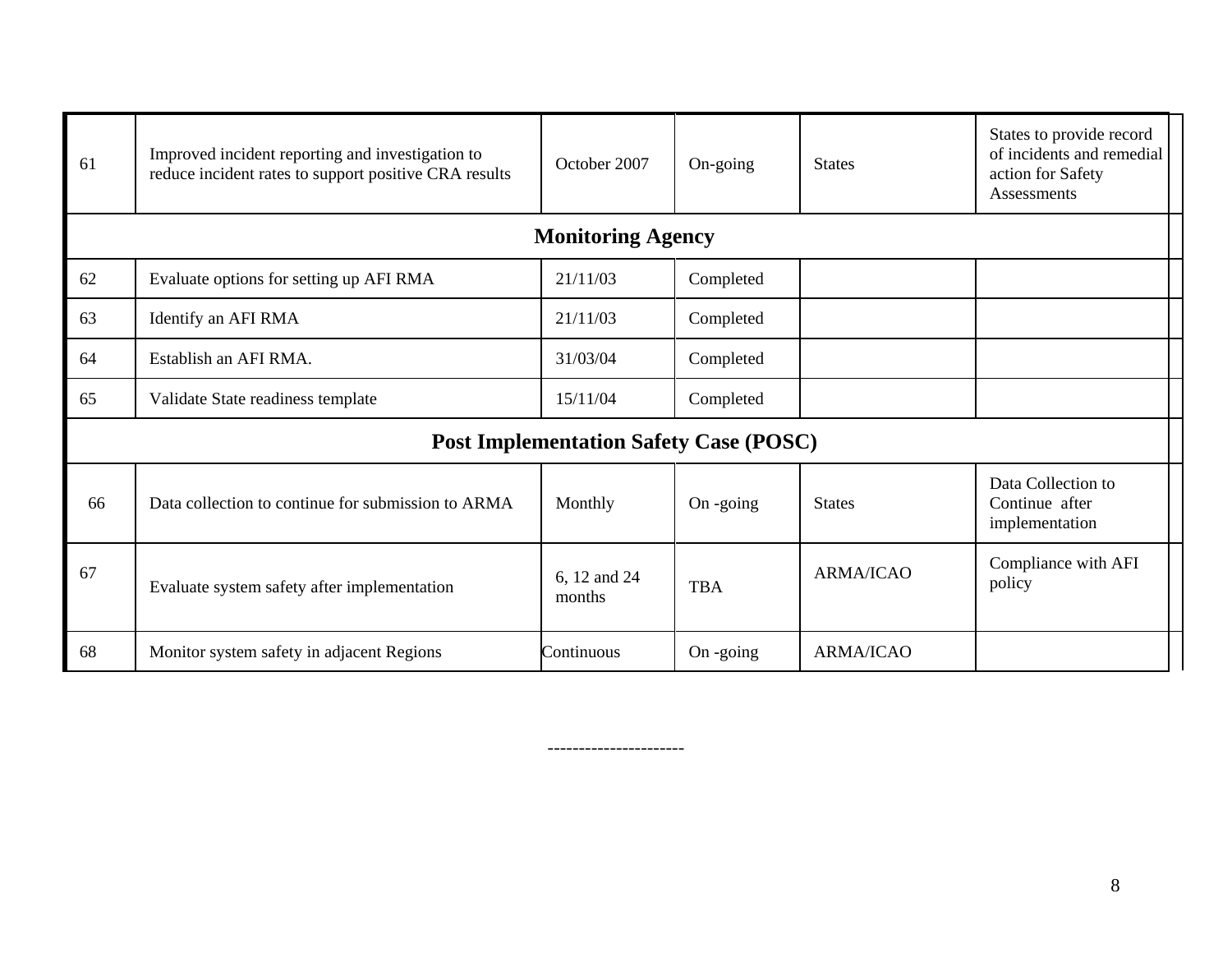| | | | | | |
|---|---|---|---|---|---|
| 61 | Improved incident reporting and investigation to reduce incident rates to support positive CRA results | October 2007 | On-going | States | States to provide record of incidents and remedial action for Safety Assessments |
| **Monitoring Agency** | | | | | |
| 62 | Evaluate options for setting up AFI RMA | 21/11/03 | Completed | | |
| 63 | Identify an AFI RMA | 21/11/03 | Completed | | |
| 64 | Establish an AFI RMA. | 31/03/04 | Completed | | |
| 65 | Validate State readiness template | 15/11/04 | Completed | | |
| **Post Implementation Safety Case (POSC)** | | | | | |
| 66 | Data collection to continue for submission to ARMA | Monthly | On -going | States | Data Collection to Continue after implementation |
| 67 | Evaluate system safety after implementation | 6, 12 and 24 months | TBA | ARMA/ICAO | Compliance with AFI policy |
| 68 | Monitor system safety in adjacent Regions | Continuous | On -going | ARMA/ICAO | |

---------------------